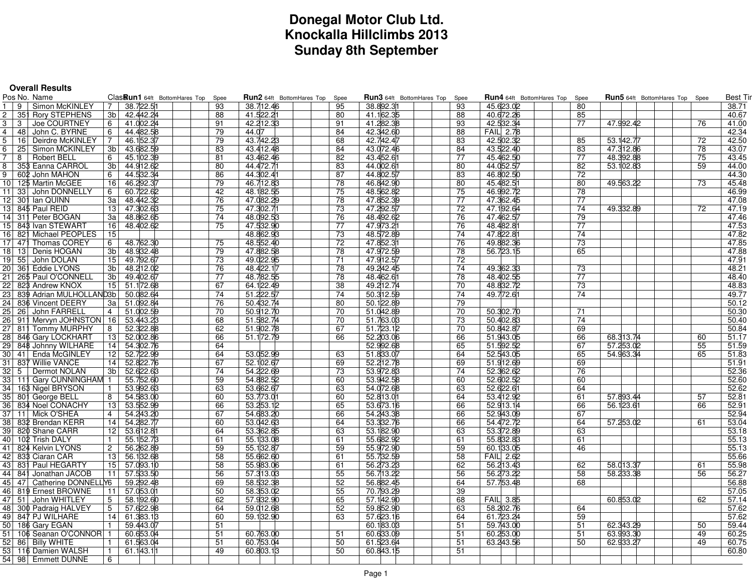# Donegal Motor Club Ltd.
# Knockalla Hillclimbs 2013
# Sunday 8th September

### Overall Results

| Pos | No. | Name | Class | Run1 | 64ft | Bottom | Hares | Top | Speed | Run2 | 64ft | Bottom | Hares | Top | Speed | Run3 | 64ft | Bottom | Hares | Top | Speed | Run4 | 64ft | Bottom | Hares | Top | Speed | Run5 | 64ft | Bottom | Hares | Top | Speed | Best Time |
|---|---|---|---|---|---|---|---|---|---|---|---|---|---|---|---|---|---|---|---|---|---|---|---|---|---|---|---|---|---|---|---|---|---|---|
| 1 | 9 | Simon McKINLEY | 7 | 38.72 | 2.51 | | | | 93 | 38.71 | 2.46 | | | | 95 | 38.89 | 2.31 | | | | 93 | 45.62 | 3.02 | | | | 80 | | | | | | | 38.71 |
| 2 | 351 | Rory STEPHENS | 3b | 42.44 | 2.24 | | | | 88 | 41.52 | 2.21 | | | | 80 | 41.16 | 2.35 | | | | 88 | 40.67 | 2.26 | | | | 85 | | | | | | | 40.67 |
| 3 | 3 | Joe COURTNEY | 6 | 41.00 | 2.24 | | | | 91 | 42.21 | 2.33 | | | | 91 | 41.28 | 2.38 | | | | 93 | 42.53 | 2.34 | | | | 77 | 47.99 | 2.42 | | | | 76 | 41.00 |
| 4 | 48 | John C. BYRNE | 6 | 44.48 | 2.58 | | | | 79 | 44.07 | | | | | 84 | 42.34 | 2.60 | | | | 88 | FAIL | 2.78 | | | | | | | | | | | 42.34 |
| 5 | 16 | Deirdre McKINLEY | 7 | 46.15 | 2.37 | | | | 79 | 43.74 | 2.23 | | | | 68 | 42.74 | 2.47 | | | | 83 | 42.50 | 2.32 | | | | 85 | 53.14 | 2.77 | | | | 72 | 42.50 |
| 6 | 25 | Simon MCKINLEY | 3b | 43.68 | 2.59 | | | | 83 | 43.41 | 2.48 | | | | 84 | 43.07 | 2.46 | | | | 84 | 43.52 | 2.40 | | | | 83 | 47.31 | 2.86 | | | | 78 | 43.07 |
| 7 | 8 | Robert BELL | 6 | 45.10 | 2.39 | | | | 81 | 43.46 | 2.46 | | | | 82 | 43.45 | 2.61 | | | | 77 | 45.46 | 2.50 | | | | 77 | 48.39 | 2.88 | | | | 75 | 43.45 |
| 8 | 353 | Eanna CARROL | 3b | 44.91 | 2.62 | | | | 80 | 44.47 | 2.71 | | | | 83 | 44.00 | 2.61 | | | | 80 | 44.05 | 2.57 | | | | 82 | 53.10 | 2.83 | | | | 59 | 44.00 |
| 9 | 602 | John MAHON | 6 | 44.53 | 2.34 | | | | 86 | 44.30 | 2.41 | | | | 87 | 44.80 | 2.57 | | | | 83 | 46.80 | 2.50 | | | | 72 | | | | | | | 44.30 |
| 10 | 125 | Martin McGEE | 16 | 46.29 | 2.37 | | | | 79 | 46.71 | 2.83 | | | | 78 | 46.84 | 2.90 | | | | 80 | 45.48 | 2.51 | | | | 80 | 49.56 | 3.22 | | | | 73 | 45.48 |
| 11 | 33 | John DONNELLY | 6 | 60.72 | 2.62 | | | | 42 | 48.18 | 2.55 | | | | 75 | 48.56 | 2.82 | | | | 75 | 46.99 | 2.72 | | | | 78 | | | | | | | 46.99 |
| 12 | 301 | Ian QUINN | 3a | 48.44 | 2.32 | | | | 76 | 47.08 | 2.29 | | | | 78 | 47.85 | 2.39 | | | | 77 | 47.36 | 2.45 | | | | 77 | | | | | | | 47.08 |
| 13 | 845 | Paul REID | 13 | 47.30 | 2.63 | | | | 75 | 47.30 | 2.71 | | | | 73 | 47.29 | 2.57 | | | | 72 | 47.19 | 2.64 | | | | 74 | 49.33 | 2.89 | | | | 72 | 47.19 |
| 14 | 311 | Peter BOGAN | 3a | 48.86 | 2.65 | | | | 74 | 48.09 | 2.53 | | | | 76 | 48.49 | 2.62 | | | | 76 | 47.46 | 2.57 | | | | 79 | | | | | | | 47.46 |
| 15 | 843 | Ivan STEWART | 16 | 48.40 | 2.62 | | | | 75 | 47.53 | 2.90 | | | | 77 | 47.97 | 3.21 | | | | 76 | 48.48 | 2.81 | | | | 77 | | | | | | | 47.53 |
| 16 | 821 | Michael PEOPLES | 15 | | | | | | | 48.86 | 2.93 | | | | 73 | 48.57 | 2.89 | | | | 74 | 47.82 | 2.81 | | | | 74 | | | | | | | 47.82 |
| 17 | 471 | Thomas COREY | 6 | 48.76 | 2.30 | | | | 75 | 48.55 | 2.40 | | | | 72 | 47.85 | 2.31 | | | | 76 | 49.88 | 2.36 | | | | 73 | | | | | | | 47.85 |
| 18 | 13 | Denis HOGAN | 3b | 48.93 | 2.48 | | | | 79 | 47.88 | 2.58 | | | | 78 | 47.97 | 2.59 | | | | 78 | 56.72 | 3.15 | | | | 65 | | | | | | | 47.88 |
| 19 | 55 | John DOLAN | 15 | 49.79 | 2.67 | | | | 73 | 49.02 | 2.95 | | | | 71 | 47.91 | 2.57 | | | | 72 | | | | | | | | | | | | | 47.91 |
| 20 | 361 | Eddie LYONS | 3b | 48.21 | 2.02 | | | | 76 | 48.42 | 2.17 | | | | 78 | 49.24 | 2.45 | | | | 74 | 49.36 | 2.33 | | | | 73 | | | | | | | 48.21 |
| 21 | 265 | Paul O'CONNELL | 3b | 49.40 | 2.67 | | | | 77 | 48.78 | 2.55 | | | | 78 | 48.46 | 2.61 | | | | 78 | 48.40 | 2.55 | | | | 77 | | | | | | | 48.40 |
| 22 | 823 | Andrew KNOX | 15 | 51.17 | 2.68 | | | | 67 | 64.12 | 2.49 | | | | 38 | 49.21 | 2.74 | | | | 70 | 48.83 | 2.72 | | | | 73 | | | | | | | 48.83 |
| 23 | 839 | Adrian MULHOLLAND | 3b | 50.08 | 2.64 | | | | 74 | 51.22 | 2.57 | | | | 74 | 50.31 | 2.59 | | | | 74 | 49.77 | 2.61 | | | | 74 | | | | | | | 49.77 |
| 24 | 836 | Vincent DEERY | 3a | 51.09 | 2.84 | | | | 76 | 50.43 | 2.74 | | | | 80 | 50.12 | 2.89 | | | | 79 | | | | | | | | | | | | | 50.12 |
| 25 | 26 | John FARRELL | 4 | 51.00 | 2.59 | | | | 70 | 50.91 | 2.70 | | | | 70 | 51.04 | 2.89 | | | | 70 | 50.30 | 2.70 | | | | 71 | | | | | | | 50.30 |
| 26 | 911 | Mervyn JOHNSTON | 16 | 53.44 | 3.23 | | | | 68 | 51.58 | 2.74 | | | | 70 | 51.76 | 3.03 | | | | 73 | 50.40 | 2.83 | | | | 74 | | | | | | | 50.40 |
| 27 | 811 | Tommy MURPHY | 8 | 52.32 | 2.88 | | | | 62 | 51.90 | 2.78 | | | | 67 | 51.72 | 3.12 | | | | 70 | 50.84 | 2.87 | | | | 69 | | | | | | | 50.84 |
| 28 | 846 | Gary LOCKHART | 13 | 52.00 | 2.86 | | | | 66 | 51.17 | 2.79 | | | | 66 | 52.20 | 3.06 | | | | 66 | 51.94 | 3.05 | | | | 66 | 68.31 | 3.74 | | | | 60 | 51.17 |
| 29 | 848 | Johnny WILHARE | 14 | 54.30 | 2.76 | | | | 64 | | | | | | | 52.99 | 2.68 | | | | 65 | 51.59 | 2.52 | | | | 67 | 57.25 | 3.02 | | | | 55 | 51.59 |
| 30 | 41 | Enda McGINLEY | 12 | 52.72 | 2.99 | | | | 64 | 53.05 | 2.99 | | | | 63 | 51.83 | 3.07 | | | | 64 | 52.54 | 3.05 | | | | 65 | 54.96 | 3.34 | | | | 65 | 51.83 |
| 31 | 837 | Willie VANCE | 14 | 52.82 | 2.76 | | | | 67 | 52.10 | 2.67 | | | | 69 | 52.21 | 2.78 | | | | 69 | 51.91 | 2.69 | | | | 69 | | | | | | | 51.91 |
| 32 | 5 | Dermot NOLAN | 3b | 52.62 | 2.63 | | | | 74 | 54.22 | 2.69 | | | | 73 | 53.97 | 2.83 | | | | 74 | 52.36 | 2.62 | | | | 76 | | | | | | | 52.36 |
| 33 | 111 | Gary CUNNINGHAM | 1 | 55.75 | 2.60 | | | | 59 | 54.88 | 2.52 | | | | 60 | 53.94 | 2.58 | | | | 60 | 52.60 | 2.52 | | | | 60 | | | | | | | 52.60 |
| 34 | 163 | Nigel BRYSON | 1 | 53.99 | 2.63 | | | | 63 | 53.66 | 2.67 | | | | 63 | 54.07 | 2.68 | | | | 63 | 52.62 | 2.61 | | | | 64 | | | | | | | 52.62 |
| 35 | 801 | George BELL | 8 | 54.58 | 3.00 | | | | 60 | 53.77 | 3.01 | | | | 60 | 52.81 | 3.01 | | | | 64 | 53.41 | 2.92 | | | | 61 | 57.89 | 3.44 | | | | 57 | 52.81 |
| 36 | 834 | Noel CONACHY | 13 | 53.55 | 2.99 | | | | 66 | 53.25 | 3.12 | | | | 65 | 53.67 | 3.16 | | | | 66 | 52.91 | 3.14 | | | | 66 | 56.12 | 3.61 | | | | 66 | 52.91 |
| 37 | 11 | Mick O'SHEA | 4 | 54.24 | 3.20 | | | | 67 | 54.68 | 3.20 | | | | 66 | 54.24 | 3.38 | | | | 66 | 52.94 | 3.09 | | | | 67 | | | | | | | 52.94 |
| 38 | 832 | Brendan KERR | 14 | 54.28 | 2.77 | | | | 60 | 53.04 | 2.63 | | | | 64 | 53.33 | 2.76 | | | | 66 | 54.47 | 2.72 | | | | 64 | 57.25 | 3.02 | | | | 61 | 53.04 |
| 39 | 820 | Shane CARR | 12 | 53.61 | 2.81 | | | | 64 | 53.36 | 2.85 | | | | 63 | 53.18 | 2.90 | | | | 63 | 53.37 | 2.89 | | | | 63 | | | | | | | 53.18 |
| 40 | 102 | Trish DALY | 1 | 55.15 | 2.73 | | | | 61 | 55.13 | 3.08 | | | | 61 | 55.68 | 2.92 | | | | 61 | 55.83 | 2.83 | | | | 61 | | | | | | | 55.13 |
| 41 | 824 | Kelvin LYONS | 2 | 56.26 | 2.89 | | | | 59 | 55.13 | 2.87 | | | | 59 | 55.97 | 2.90 | | | | 59 | 60.13 | 3.05 | | | | 46 | | | | | | | 55.13 |
| 42 | 833 | Ciaran CAR | 13 | 56.13 | 2.68 | | | | 58 | 55.66 | 2.60 | | | | 61 | 55.73 | 2.59 | | | | 58 | FAIL | 2.62 | | | | | | | | | | | 55.66 |
| 43 | 831 | Paul HEGARTY | 15 | 57.09 | 3.10 | | | | 58 | 55.98 | 3.06 | | | | 61 | 56.27 | 3.23 | | | | 62 | 56.21 | 3.43 | | | | 62 | 58.01 | 3.37 | | | | 61 | 55.98 |
| 44 | 841 | Jonathan JACOB | 11 | 57.53 | 3.50 | | | | 56 | 57.31 | 3.03 | | | | 55 | 56.71 | 3.22 | | | | 56 | 56.27 | 3.22 | | | | 58 | 58.23 | 3.38 | | | | 56 | 56.27 |
| 45 | 47 | Catherine DONNELLY | 6 | 59.29 | 2.48 | | | | 69 | 58.53 | 2.38 | | | | 52 | 56.88 | 2.45 | | | | 64 | 57.75 | 3.48 | | | | 68 | | | | | | | 56.88 |
| 46 | 819 | Ernest BROWNE | 11 | 57.05 | 3.01 | | | | 50 | 58.35 | 3.02 | | | | 55 | 70.79 | 3.29 | | | | 39 | | | | | | | | | | | | | 57.05 |
| 47 | 51 | John WHITLEY | 5 | 58.19 | 2.60 | | | | 62 | 57.93 | 2.90 | | | | 65 | 57.14 | 2.90 | | | | 68 | FAIL | 3.85 | | | | | 60.85 | 3.02 | | | | 62 | 57.14 |
| 48 | 300 | Padraig HALVEY | 5 | 57.62 | 2.98 | | | | 64 | 59.01 | 2.68 | | | | 52 | 59.85 | 2.90 | | | | 63 | 58.20 | 2.76 | | | | 64 | | | | | | | 57.62 |
| 49 | 847 | PJ WILHARE | 14 | 61.38 | 3.13 | | | | 60 | 59.13 | 2.90 | | | | 63 | 57.62 | 3.16 | | | | 64 | 61.72 | 3.24 | | | | 59 | | | | | | | 57.62 |
| 50 | 186 | Gary EGAN | 1 | 59.44 | 3.07 | | | | 51 | | | | | | | 60.18 | 3.03 | | | | 51 | 59.74 | 3.00 | | | | 51 | 62.34 | 3.29 | | | | 50 | 59.44 |
| 51 | 106 | Seanan O'CONNOR | 1 | 60.65 | 3.04 | | | | 51 | 60.76 | 3.00 | | | | 51 | 60.63 | 3.09 | | | | 51 | 60.25 | 3.00 | | | | 51 | 63.99 | 3.30 | | | | 49 | 60.25 |
| 52 | 86 | Billy WHITE | 1 | 61.56 | 3.04 | | | | 51 | 60.75 | 3.04 | | | | 50 | 61.52 | 3.64 | | | | 51 | 63.24 | 3.56 | | | | 50 | 62.93 | 3.27 | | | | 49 | 60.75 |
| 53 | 116 | Damien WALSH | 1 | 61.14 | 3.11 | | | | 49 | 60.80 | 3.13 | | | | 50 | 60.84 | 3.15 | | | | 51 | | | | | | | | | | | | | 60.80 |
| 54 | 98 | Emmett DUNNE | 6 | | | | | | | | | | | | | | | | | | | | | | | | | | | | | | | |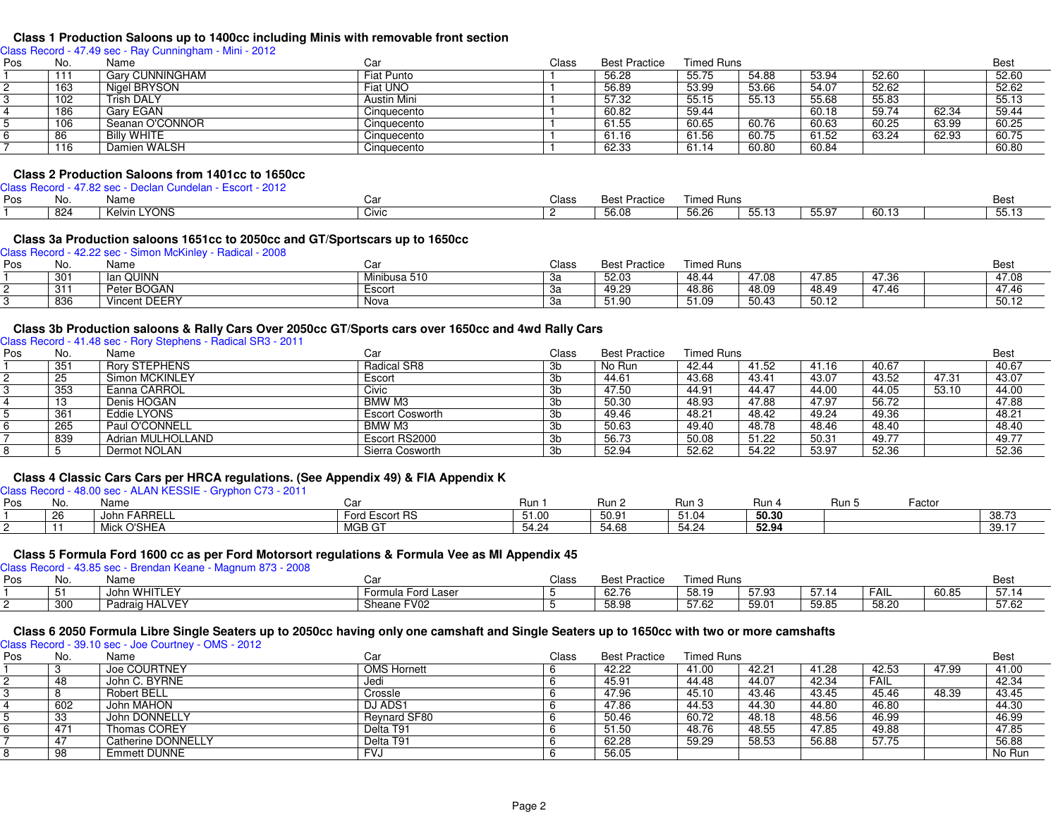### Class 1 Production Saloons up to 1400cc including Minis with removable front section

Class Record - 47.49 sec - Ray Cunningham - Mini - 2012

| Pos | No. | Name | Car | Class | Best Practice | Timed Runs | | | | | Best |
|---|---|---|---|---|---|---|---|---|---|---|---|
| 1 | 111 | Gary CUNNINGHAM | Fiat Punto | 1 | 56.28 | 55.75 | 54.88 | 53.94 | 52.60 | | 52.60 |
| 2 | 163 | Nigel BRYSON | Fiat UNO | 1 | 56.89 | 53.99 | 53.66 | 54.07 | 52.62 | | 52.62 |
| 3 | 102 | Trish DALY | Austin Mini | 1 | 57.32 | 55.15 | 55.13 | 55.68 | 55.83 | | 55.13 |
| 4 | 186 | Gary EGAN | Cinquecento | 1 | 60.82 | 59.44 | | 60.18 | 59.74 | 62.34 | 59.44 |
| 5 | 106 | Seanan O'CONNOR | Cinquecento | 1 | 61.55 | 60.65 | 60.76 | 60.63 | 60.25 | 63.99 | 60.25 |
| 6 | 86 | Billy WHITE | Cinquecento | 1 | 61.16 | 61.56 | 60.75 | 61.52 | 63.24 | 62.93 | 60.75 |
| 7 | 116 | Damien WALSH | Cinquecento | 1 | 62.33 | 61.14 | 60.80 | 60.84 | | | 60.80 |

### Class 2 Production Saloons from 1401cc to 1650cc

Class Record - 47.82 sec - Declan Cundelan - Escort - 2012

| Pos | No. | Name | Car | Class | Best Practice | Timed Runs | | | | | Best |
|---|---|---|---|---|---|---|---|---|---|---|---|
| 1 | 824 | Kelvin LYONS | Civic | 2 | 56.08 | 56.26 | 55.13 | 55.97 | 60.13 | | 55.13 |

### Class 3a Production saloons 1651cc to 2050cc and GT/Sportscars up to 1650cc

Class Record - 42.22 sec - Simon McKinley - Radical - 2008

| Pos | No. | Name | Car | Class | Best Practice | Timed Runs | | | | | Best |
|---|---|---|---|---|---|---|---|---|---|---|---|
| 1 | 301 | Ian QUINN | Minibusa 510 | 3a | 52.03 | 48.44 | 47.08 | 47.85 | 47.36 | | 47.08 |
| 2 | 311 | Peter BOGAN | Escort | 3a | 49.29 | 48.86 | 48.09 | 48.49 | 47.46 | | 47.46 |
| 3 | 836 | Vincent DEERY | Nova | 3a | 51.90 | 51.09 | 50.43 | 50.12 | | | 50.12 |

### Class 3b Production saloons & Rally Cars Over 2050cc GT/Sports cars over 1650cc and 4wd Rally Cars

Class Record - 41.48 sec - Rory Stephens - Radical SR3 - 2011

| Pos | No. | Name | Car | Class | Best Practice | Timed Runs | | | | | Best |
|---|---|---|---|---|---|---|---|---|---|---|---|
| 1 | 351 | Rory STEPHENS | Radical SR8 | 3b | No Run | 42.44 | 41.52 | 41.16 | 40.67 | | 40.67 |
| 2 | 25 | Simon MCKINLEY | Escort | 3b | 44.61 | 43.68 | 43.41 | 43.07 | 43.52 | 47.31 | 43.07 |
| 3 | 353 | Eanna CARROL | Civic | 3b | 47.50 | 44.91 | 44.47 | 44.00 | 44.05 | 53.10 | 44.00 |
| 4 | 13 | Denis HOGAN | BMW M3 | 3b | 50.30 | 48.93 | 47.88 | 47.97 | 56.72 | | 47.88 |
| 5 | 361 | Eddie LYONS | Escort Cosworth | 3b | 49.46 | 48.21 | 48.42 | 49.24 | 49.36 | | 48.21 |
| 6 | 265 | Paul O'CONNELL | BMW M3 | 3b | 50.63 | 49.40 | 48.78 | 48.46 | 48.40 | | 48.40 |
| 7 | 839 | Adrian MULHOLLAND | Escort RS2000 | 3b | 56.73 | 50.08 | 51.22 | 50.31 | 49.77 | | 49.77 |
| 8 | 5 | Dermot NOLAN | Sierra Cosworth | 3b | 52.94 | 52.62 | 54.22 | 53.97 | 52.36 | | 52.36 |

### Class 4 Classic Cars Cars per HRCA regulations. (See Appendix 49) & FIA Appendix K

Class Record - 48.00 sec - ALAN KESSIE - Gryphon C73 - 2011

| Pos | No. | Name | Car | Run 1 | Run 2 | Run 3 | Run 4 | Run 5 | Factor |
|---|---|---|---|---|---|---|---|---|---|
| 1 | 26 | John FARRELL | Ford Escort RS | 51.00 | 50.91 | 51.04 | **50.30** | | 38.73 |
| 2 | 11 | Mick O'SHEA | MGB GT | 54.24 | 54.68 | 54.24 | **52.94** | | 39.17 |

### Class 5 Formula Ford 1600 cc as per Ford Motorsort regulations & Formula Vee as MI Appendix 45

Class Record - 43.85 sec - Brendan Keane - Magnum 873 - 2008

| Pos | No. | Name | Car | Class | Best Practice | Timed Runs | | | | | Best |
|---|---|---|---|---|---|---|---|---|---|---|---|
| 1 | 51 | John WHITLEY | Formula Ford Laser | 5 | 62.76 | 58.19 | 57.93 | 57.14 | FAIL | 60.85 | 57.14 |
| 2 | 300 | Padraig HALVEY | Sheane FV02 | 5 | 58.98 | 57.62 | 59.01 | 59.85 | 58.20 | | 57.62 |

### Class 6 2050 Formula Libre Single Seaters up to 2050cc having only one camshaft and Single Seaters up to 1650cc with two or more camshafts

Class Record - 39.10 sec - Joe Courtney - OMS - 2012

| Pos | No. | Name | Car | Class | Best Practice | Timed Runs | | | | | Best |
|---|---|---|---|---|---|---|---|---|---|---|---|
| 1 | 3 | Joe COURTNEY | OMS Hornett | 6 | 42.22 | 41.00 | 42.21 | 41.28 | 42.53 | 47.99 | 41.00 |
| 2 | 48 | John C. BYRNE | Jedi | 6 | 45.91 | 44.48 | 44.07 | 42.34 | FAIL | | 42.34 |
| 3 | 8 | Robert BELL | Crossle | 6 | 47.96 | 45.10 | 43.46 | 43.45 | 45.46 | 48.39 | 43.45 |
| 4 | 602 | John MAHON | DJ ADS1 | 6 | 47.86 | 44.53 | 44.30 | 44.80 | 46.80 | | 44.30 |
| 5 | 33 | John DONNELLY | Reynard SF80 | 6 | 50.46 | 60.72 | 48.18 | 48.56 | 46.99 | | 46.99 |
| 6 | 471 | Thomas COREY | Delta T91 | 6 | 51.50 | 48.76 | 48.55 | 47.85 | 49.88 | | 47.85 |
| 7 | 47 | Catherine DONNELLY | Delta T91 | 6 | 62.28 | 59.29 | 58.53 | 56.88 | 57.75 | | 56.88 |
| 8 | 98 | Emmett DUNNE | FVJ | 6 | 56.05 | | | | | | No Run |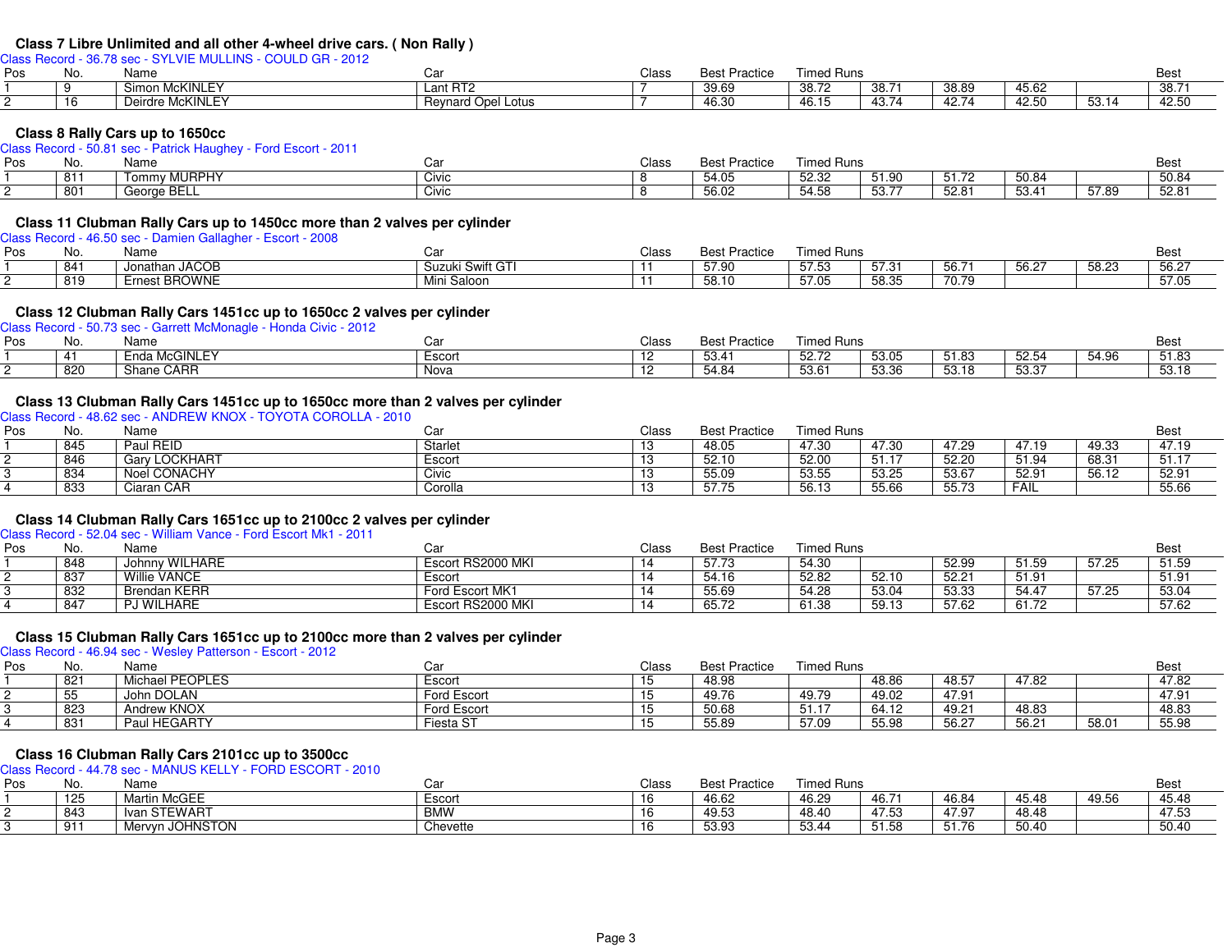### Class 7 Libre Unlimited and all other 4-wheel drive cars. ( Non Rally )

Class Record - 36.78 sec - SYLVIE MULLINS - COULD GR - 2012

| Pos | No. | Name | Car | Class | Best Practice | Timed Runs | | | | | Best |
|---|---|---|---|---|---|---|---|---|---|---|---|
| 1 | 9 | Simon McKINLEY | Lant RT2 | 7 | 39.69 | 38.72 | 38.71 | 38.89 | 45.62 | | 38.71 |
| 2 | 16 | Deirdre McKINLEY | Reynard Opel Lotus | 7 | 46.30 | 46.15 | 43.74 | 42.74 | 42.50 | 53.14 | 42.50 |

### Class 8 Rally Cars up to 1650cc

Class Record - 50.81 sec - Patrick Haughey - Ford Escort - 2011

| Pos | No. | Name | Car | Class | Best Practice | Timed Runs | | | | | Best |
|---|---|---|---|---|---|---|---|---|---|---|---|
| 1 | 811 | Tommy MURPHY | Civic | 8 | 54.05 | 52.32 | 51.90 | 51.72 | 50.84 | | 50.84 |
| 2 | 801 | George BELL | Civic | 8 | 56.02 | 54.58 | 53.77 | 52.81 | 53.41 | 57.89 | 52.81 |

### Class 11 Clubman Rally Cars up to 1450cc more than 2 valves per cylinder

Class Record - 46.50 sec - Damien Gallagher - Escort - 2008

| Pos | No. | Name | Car | Class | Best Practice | Timed Runs | | | | | Best |
|---|---|---|---|---|---|---|---|---|---|---|---|
| 1 | 841 | Jonathan JACOB | Suzuki Swift GTI | 11 | 57.90 | 57.53 | 57.31 | 56.71 | 56.27 | 58.23 | 56.27 |
| 2 | 819 | Ernest BROWNE | Mini Saloon | 11 | 58.10 | 57.05 | 58.35 | 70.79 | | | 57.05 |

### Class 12 Clubman Rally Cars 1451cc up to 1650cc 2 valves per cylinder

Class Record - 50.73 sec - Garrett McMonagle - Honda Civic - 2012

| Pos | No. | Name | Car | Class | Best Practice | Timed Runs | | | | | Best |
|---|---|---|---|---|---|---|---|---|---|---|---|
| 1 | 41 | Enda McGINLEY | Escort | 12 | 53.41 | 52.72 | 53.05 | 51.83 | 52.54 | 54.96 | 51.83 |
| 2 | 820 | Shane CARR | Nova | 12 | 54.84 | 53.61 | 53.36 | 53.18 | 53.37 | | 53.18 |

### Class 13 Clubman Rally Cars 1451cc up to 1650cc more than 2 valves per cylinder

Class Record - 48.62 sec - ANDREW KNOX - TOYOTA COROLLA - 2010

| Pos | No. | Name | Car | Class | Best Practice | Timed Runs | | | | | Best |
|---|---|---|---|---|---|---|---|---|---|---|---|
| 1 | 845 | Paul REID | Starlet | 13 | 48.05 | 47.30 | 47.30 | 47.29 | 47.19 | 49.33 | 47.19 |
| 2 | 846 | Gary LOCKHART | Escort | 13 | 52.10 | 52.00 | 51.17 | 52.20 | 51.94 | 68.31 | 51.17 |
| 3 | 834 | Noel CONACHY | Civic | 13 | 55.09 | 53.55 | 53.25 | 53.67 | 52.91 | 56.12 | 52.91 |
| 4 | 833 | Ciaran CAR | Corolla | 13 | 57.75 | 56.13 | 55.66 | 55.73 | FAIL | | 55.66 |

### Class 14 Clubman Rally Cars 1651cc up to 2100cc 2 valves per cylinder

Class Record - 52.04 sec - William Vance - Ford Escort Mk1 - 2011

| Pos | No. | Name | Car | Class | Best Practice | Timed Runs | | | | | Best |
|---|---|---|---|---|---|---|---|---|---|---|---|
| 1 | 848 | Johnny WILHARE | Escort RS2000 MKI | 14 | 57.73 | 54.30 | | 52.99 | 51.59 | 57.25 | 51.59 |
| 2 | 837 | Willie VANCE | Escort | 14 | 54.16 | 52.82 | 52.10 | 52.21 | 51.91 | | 51.91 |
| 3 | 832 | Brendan KERR | Ford Escort MK1 | 14 | 55.69 | 54.28 | 53.04 | 53.33 | 54.47 | 57.25 | 53.04 |
| 4 | 847 | PJ WILHARE | Escort RS2000 MKI | 14 | 65.72 | 61.38 | 59.13 | 57.62 | 61.72 | | 57.62 |

### Class 15 Clubman Rally Cars 1651cc up to 2100cc more than 2 valves per cylinder

Class Record - 46.94 sec - Wesley Patterson - Escort - 2012

| Pos | No. | Name | Car | Class | Best Practice | Timed Runs | | | | | Best |
|---|---|---|---|---|---|---|---|---|---|---|---|
| 1 | 821 | Michael PEOPLES | Escort | 15 | 48.98 | | 48.86 | 48.57 | 47.82 | | 47.82 |
| 2 | 55 | John DOLAN | Ford Escort | 15 | 49.76 | 49.79 | 49.02 | 47.91 | | | 47.91 |
| 3 | 823 | Andrew KNOX | Ford Escort | 15 | 50.68 | 51.17 | 64.12 | 49.21 | 48.83 | | 48.83 |
| 4 | 831 | Paul HEGARTY | Fiesta ST | 15 | 55.89 | 57.09 | 55.98 | 56.27 | 56.21 | 58.01 | 55.98 |

### Class 16 Clubman Rally Cars 2101cc up to 3500cc

Class Record - 44.78 sec - MANUS KELLY - FORD ESCORT - 2010

| Pos | No. | Name | Car | Class | Best Practice | Timed Runs | | | | | Best |
|---|---|---|---|---|---|---|---|---|---|---|---|
| 1 | 125 | Martin McGEE | Escort | 16 | 46.62 | 46.29 | 46.71 | 46.84 | 45.48 | 49.56 | 45.48 |
| 2 | 843 | Ivan STEWART | BMW | 16 | 49.53 | 48.40 | 47.53 | 47.97 | 48.48 | | 47.53 |
| 3 | 911 | Mervyn JOHNSTON | Chevette | 16 | 53.93 | 53.44 | 51.58 | 51.76 | 50.40 | | 50.40 |